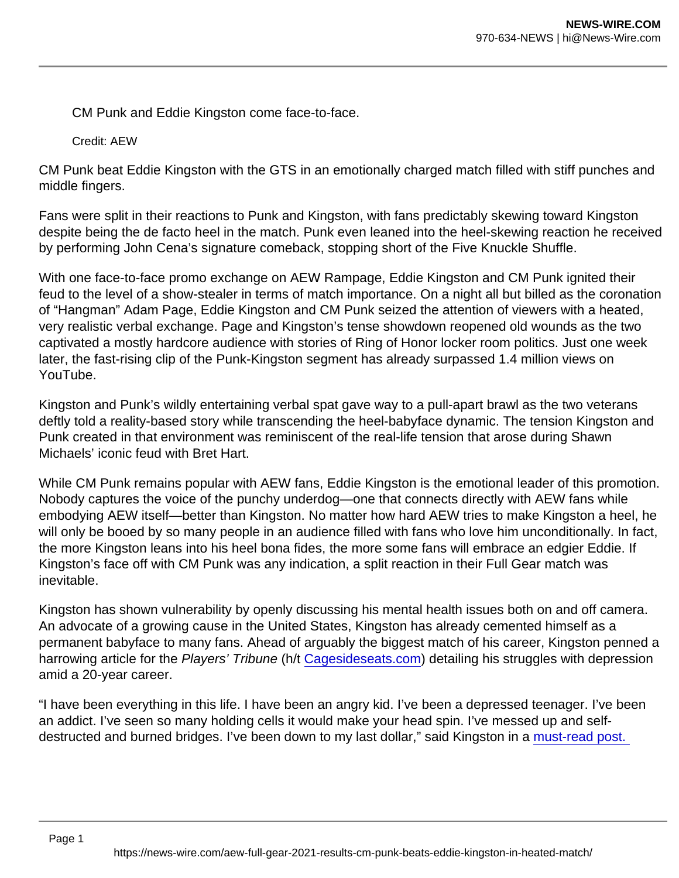CM Punk and Eddie Kingston come face-to-face.

Credit: AEW

CM Punk beat Eddie Kingston with the GTS in an emotionally charged match filled with stiff punches and middle fingers.

Fans were split in their reactions to Punk and Kingston, with fans predictably skewing toward Kingston despite being the de facto heel in the match. Punk even leaned into the heel-skewing reaction he received by performing John Cena's signature comeback, stopping short of the Five Knuckle Shuffle.

With one face-to-face promo exchange on AEW Rampage, Eddie Kingston and CM Punk ignited their feud to the level of a show-stealer in terms of match importance. On a night all but billed as the coronation of "Hangman" Adam Page, Eddie Kingston and CM Punk seized the attention of viewers with a heated, very realistic verbal exchange. Page and Kingston's tense showdown reopened old wounds as the two captivated a mostly hardcore audience with stories of Ring of Honor locker room politics. Just one week later, the fast-rising clip of the Punk-Kingston segment has already surpassed 1.4 million views on YouTube.

Kingston and Punk's wildly entertaining verbal spat gave way to a pull-apart brawl as the two veterans deftly told a reality-based story while transcending the heel-babyface dynamic. The tension Kingston and Punk created in that environment was reminiscent of the real-life tension that arose during Shawn Michaels' iconic feud with Bret Hart.

While CM Punk remains popular with AEW fans, Eddie Kingston is the emotional leader of this promotion. Nobody captures the voice of the punchy underdog—one that connects directly with AEW fans while embodying AEW itself—better than Kingston. No matter how hard AEW tries to make Kingston a heel, he will only be booed by so many people in an audience filled with fans who love him unconditionally. In fact, the more Kingston leans into his heel bona fides, the more some fans will embrace an edgier Eddie. If Kingston's face off with CM Punk was any indication, a split reaction in their Full Gear match was inevitable.

Kingston has shown vulnerability by openly discussing his mental health issues both on and off camera. An advocate of a growing cause in the United States, Kingston has already cemented himself as a permanent babyface to many fans. Ahead of arguably the biggest match of his career, Kingston penned a harrowing article for the *Players' Tribune* (h/t [Cagesideseats.com]) detailing his struggles with depression amid a 20-year career.

"I have been everything in this life. I have been an angry kid. I've been a depressed teenager. I've been an addict. I've seen so many holding cells it would make your head spin. I've messed up and self-destructed and burned bridges. I've been down to my last dollar," said Kingston in a [must-read post.]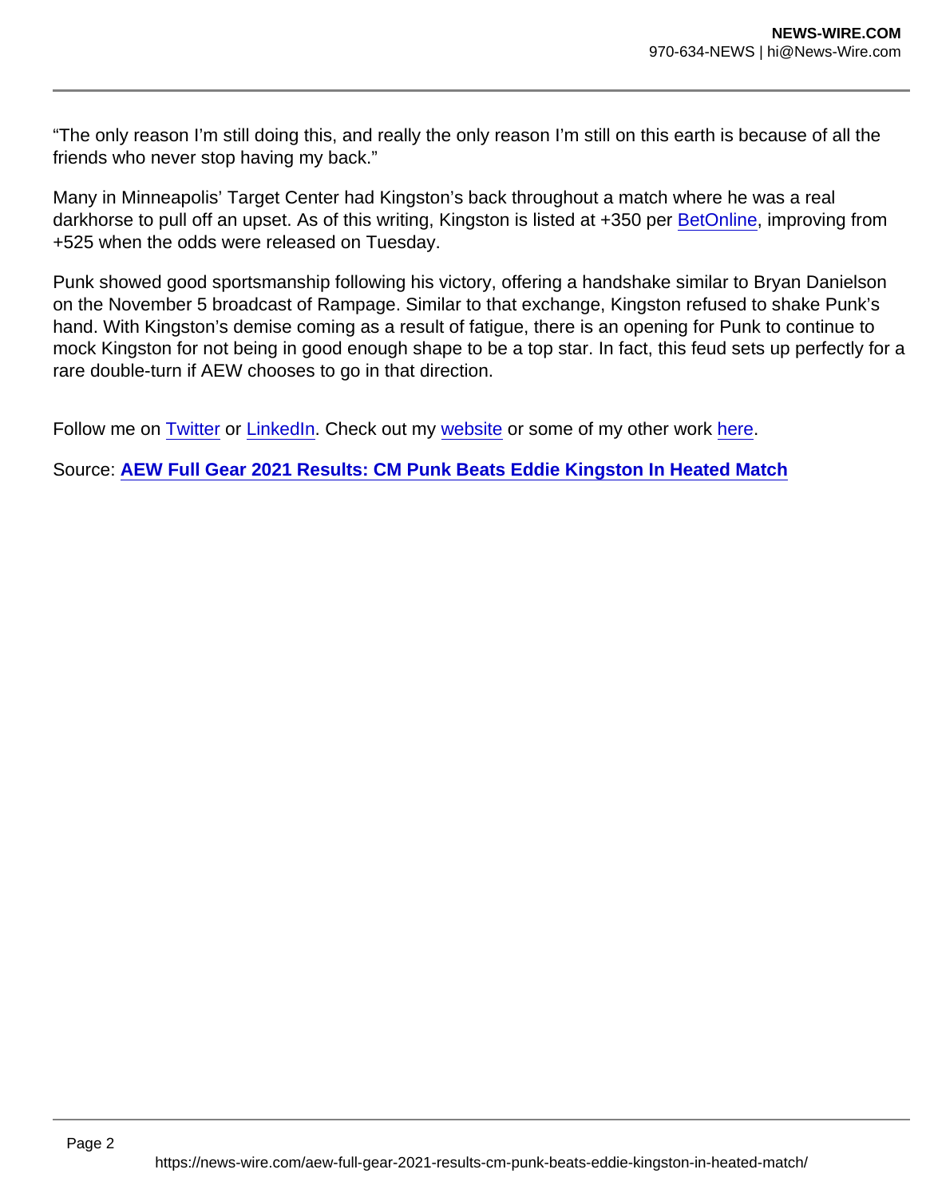“The only reason I’m still doing this, and really the only reason I’m still on this earth is because of all the friends who never stop having my back.”

Many in Minneapolis’ Target Center had Kingston’s back throughout a match where he was a real darkhorse to pull off an upset. As of this writing, Kingston is listed at +350 per BetOnline, improving from +525 when the odds were released on Tuesday.

Punk showed good sportsmanship following his victory, offering a handshake similar to Bryan Danielson on the November 5 broadcast of Rampage. Similar to that exchange, Kingston refused to shake Punk’s hand. With Kingston’s demise coming as a result of fatigue, there is an opening for Punk to continue to mock Kingston for not being in good enough shape to be a top star. In fact, this feud sets up perfectly for a rare double-turn if AEW chooses to go in that direction.

Follow me on Twitter or LinkedIn. Check out my website or some of my other work here.

Source: **AEW Full Gear 2021 Results: CM Punk Beats Eddie Kingston In Heated Match**